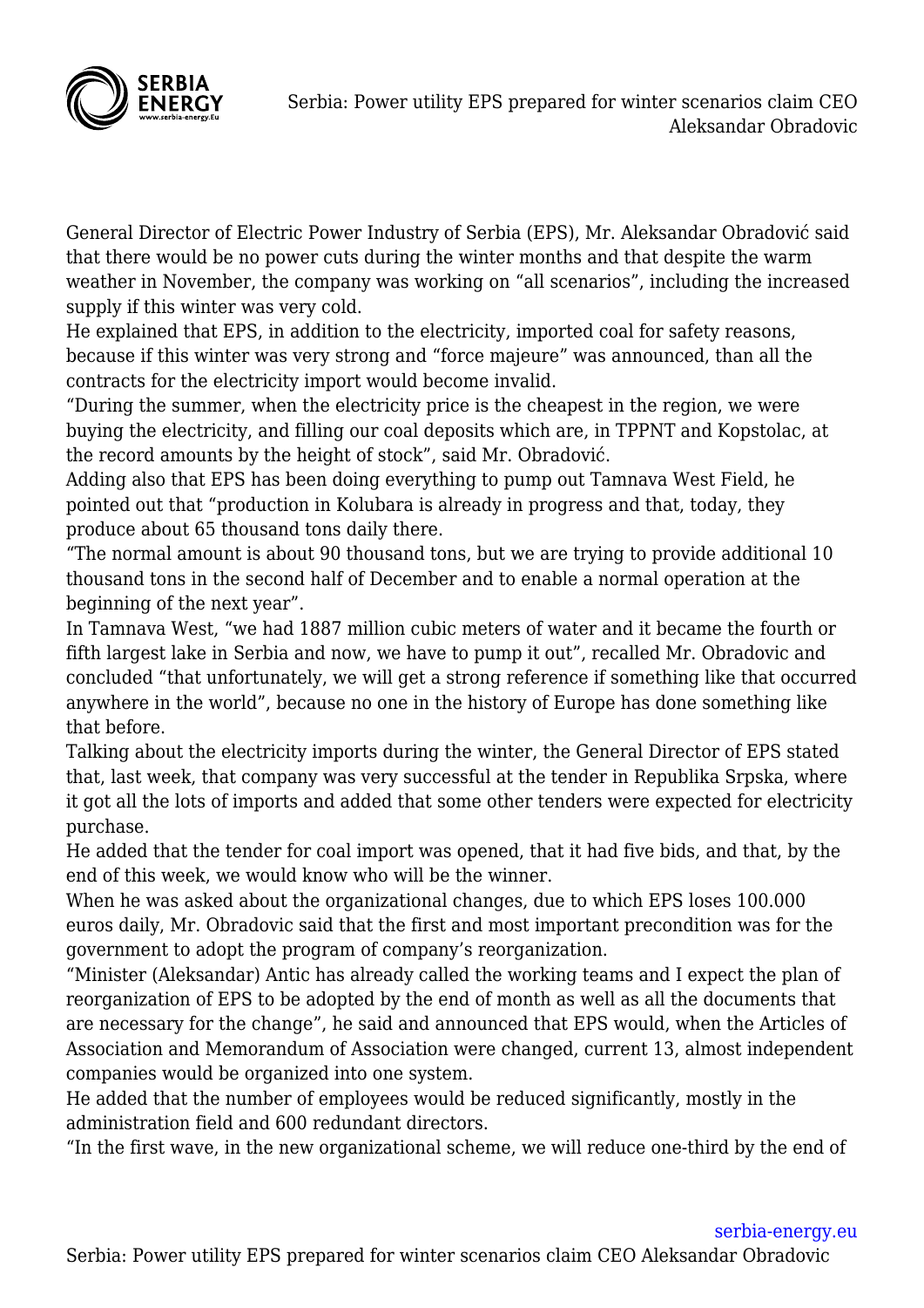# Serbia: Power utility EPS prepared for winter scenarios claim CEO Aleksandar Obradovic

General Director of Electric Power Industry of Serbia (EPS), Mr. Aleksandar Obradović said that there would be no power cuts during the winter months and that despite the warm weather in November, the company was working on "all scenarios", including the increased supply if this winter was very cold.

He explained that EPS, in addition to the electricity, imported coal for safety reasons, because if this winter was very strong and "force majeure" was announced, than all the contracts for the electricity import would become invalid.

"During the summer, when the electricity price is the cheapest in the region, we were buying the electricity, and filling our coal deposits which are, in TPPNT and Kopstolac, at the record amounts by the height of stock", said Mr. Obradović.

Adding also that EPS has been doing everything to pump out Tamnava West Field, he pointed out that "production in Kolubara is already in progress and that, today, they produce about 65 thousand tons daily there.

"The normal amount is about 90 thousand tons, but we are trying to provide additional 10 thousand tons in the second half of December and to enable a normal operation at the beginning of the next year".

In Tamnava West, "we had 1887 million cubic meters of water and it became the fourth or fifth largest lake in Serbia and now, we have to pump it out", recalled Mr. Obradovic and concluded "that unfortunately, we will get a strong reference if something like that occurred anywhere in the world", because no one in the history of Europe has done something like that before.

Talking about the electricity imports during the winter, the General Director of EPS stated that, last week, that company was very successful at the tender in Republika Srpska, where it got all the lots of imports and added that some other tenders were expected for electricity purchase.

He added that the tender for coal import was opened, that it had five bids, and that, by the end of this week, we would know who will be the winner.

When he was asked about the organizational changes, due to which EPS loses 100.000 euros daily, Mr. Obradovic said that the first and most important precondition was for the government to adopt the program of company's reorganization.

"Minister (Aleksandar) Antic has already called the working teams and I expect the plan of reorganization of EPS to be adopted by the end of month as well as all the documents that are necessary for the change", he said and announced that EPS would, when the Articles of Association and Memorandum of Association were changed, current 13, almost independent companies would be organized into one system.

He added that the number of employees would be reduced significantly, mostly in the administration field and 600 redundant directors.

"In the first wave, in the new organizational scheme, we will reduce one-third by the end of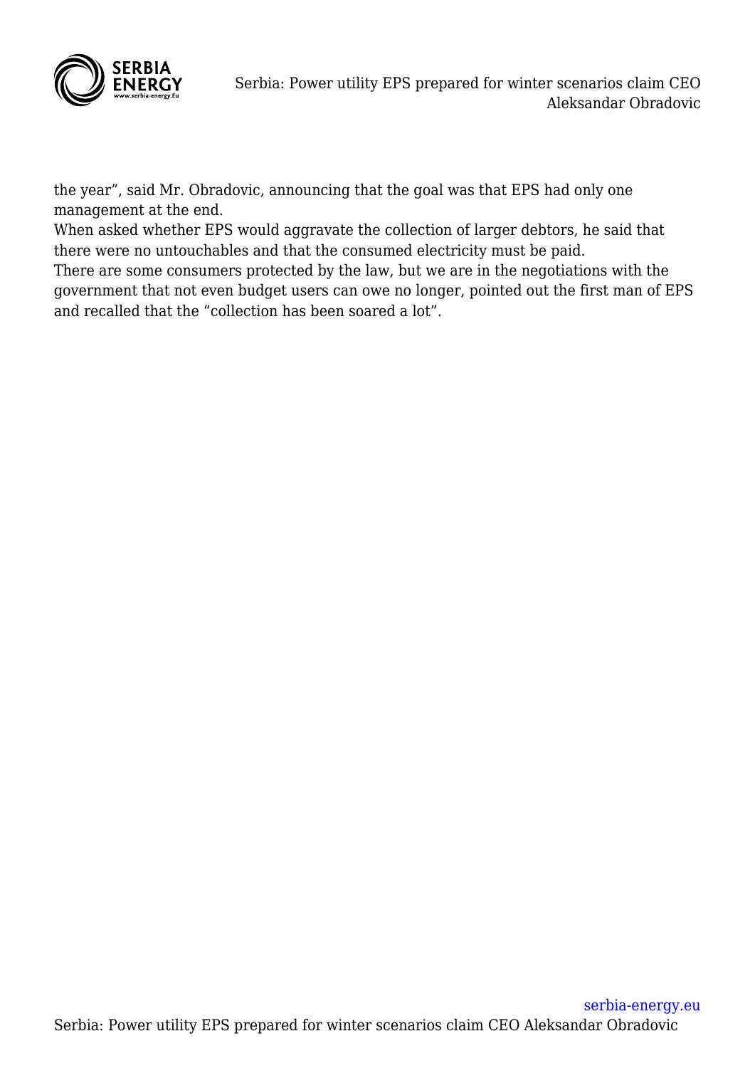the year", said Mr. Obradovic, announcing that the goal was that EPS had only one management at the end.
When asked whether EPS would aggravate the collection of larger debtors, he said that there were no untouchables and that the consumed electricity must be paid.
There are some consumers protected by the law, but we are in the negotiations with the government that not even budget users can owe no longer, pointed out the first man of EPS and recalled that the "collection has been soared a lot".